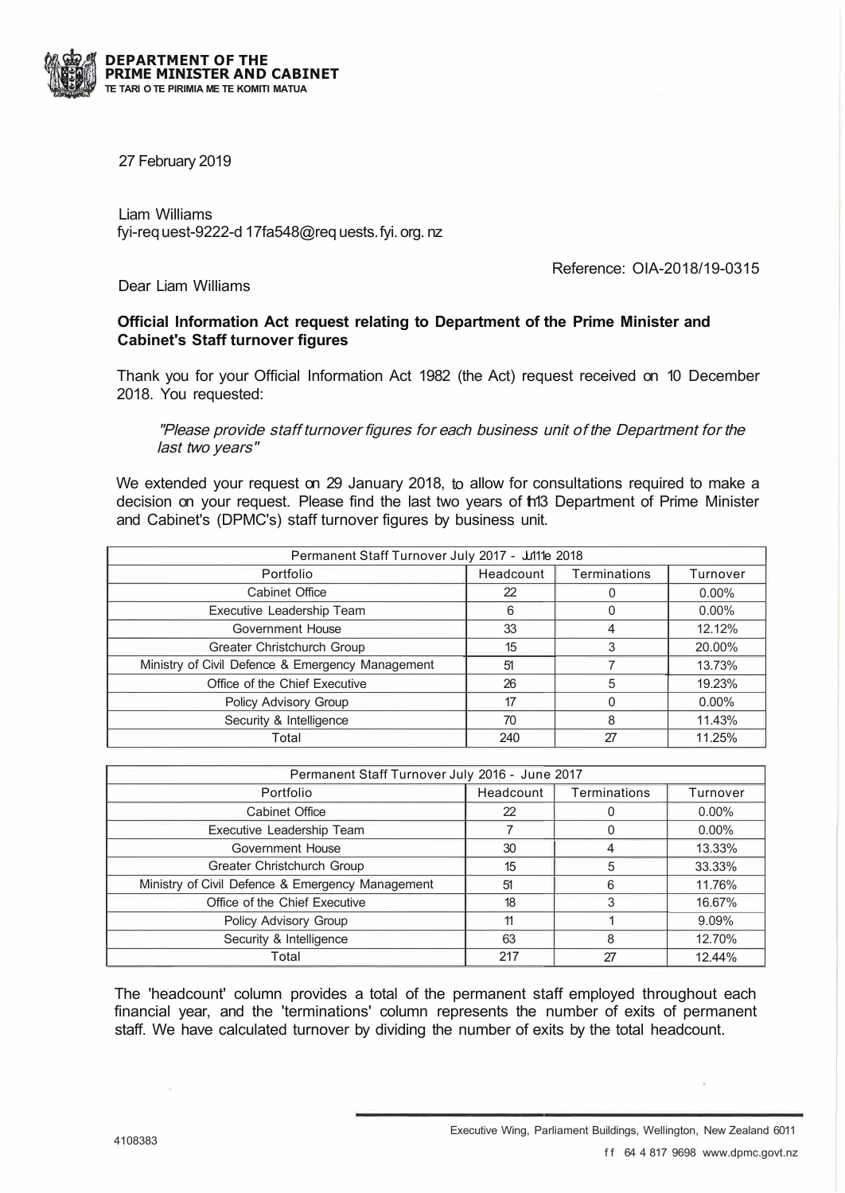**DEPARTMENT OF THE PRIME MINISTER AND CABINET**
TE TARI O TE PIRIMIA ME TE KOMITI MATUA

27 February 2019

Liam Williams
fyi-request-9222-d17fa548@requests.fyi.org.nz

Reference: OIA-2018/19-0315

Dear Liam Williams

**Official Information Act request relating to Department of the Prime Minister and Cabinet's Staff turnover figures**

Thank you for your Official Information Act 1982 (the Act) request received on 10 December 2018. You requested:

> *"Please provide staff turnover figures for each business unit of the Department for the last two years"*

We extended your request on 29 January 2018, to allow for consultations required to make a decision on your request. Please find the last two years of the Department of Prime Minister and Cabinet's (DPMC's) staff turnover figures by business unit.

| Permanent Staff Turnover July 2017 - June 2018 | | | |
|---|---|---|---|
| Portfolio | Headcount | Terminations | Turnover |
| Cabinet Office | 22 | 0 | 0.00% |
| Executive Leadership Team | 6 | 0 | 0.00% |
| Government House | 33 | 4 | 12.12% |
| Greater Christchurch Group | 15 | 3 | 20.00% |
| Ministry of Civil Defence & Emergency Management | 51 | 7 | 13.73% |
| Office of the Chief Executive | 26 | 5 | 19.23% |
| Policy Advisory Group | 17 | 0 | 0.00% |
| Security & Intelligence | 70 | 8 | 11.43% |
| Total | 240 | 27 | 11.25% |

| Permanent Staff Turnover July 2016 - June 2017 | | | |
|---|---|---|---|
| Portfolio | Headcount | Terminations | Turnover |
| Cabinet Office | 22 | 0 | 0.00% |
| Executive Leadership Team | 7 | 0 | 0.00% |
| Government House | 30 | 4 | 13.33% |
| Greater Christchurch Group | 15 | 5 | 33.33% |
| Ministry of Civil Defence & Emergency Management | 51 | 6 | 11.76% |
| Office of the Chief Executive | 18 | 3 | 16.67% |
| Policy Advisory Group | 11 | 1 | 9.09% |
| Security & Intelligence | 63 | 8 | 12.70% |
| Total | 217 | 27 | 12.44% |

The 'headcount' column provides a total of the permanent staff employed throughout each financial year, and the 'terminations' column represents the number of exits of permanent staff. We have calculated turnover by dividing the number of exits by the total headcount.

4108383

Executive Wing, Parliament Buildings, Wellington, New Zealand 6011
ff 64 4 817 9698 www.dpmc.govt.nz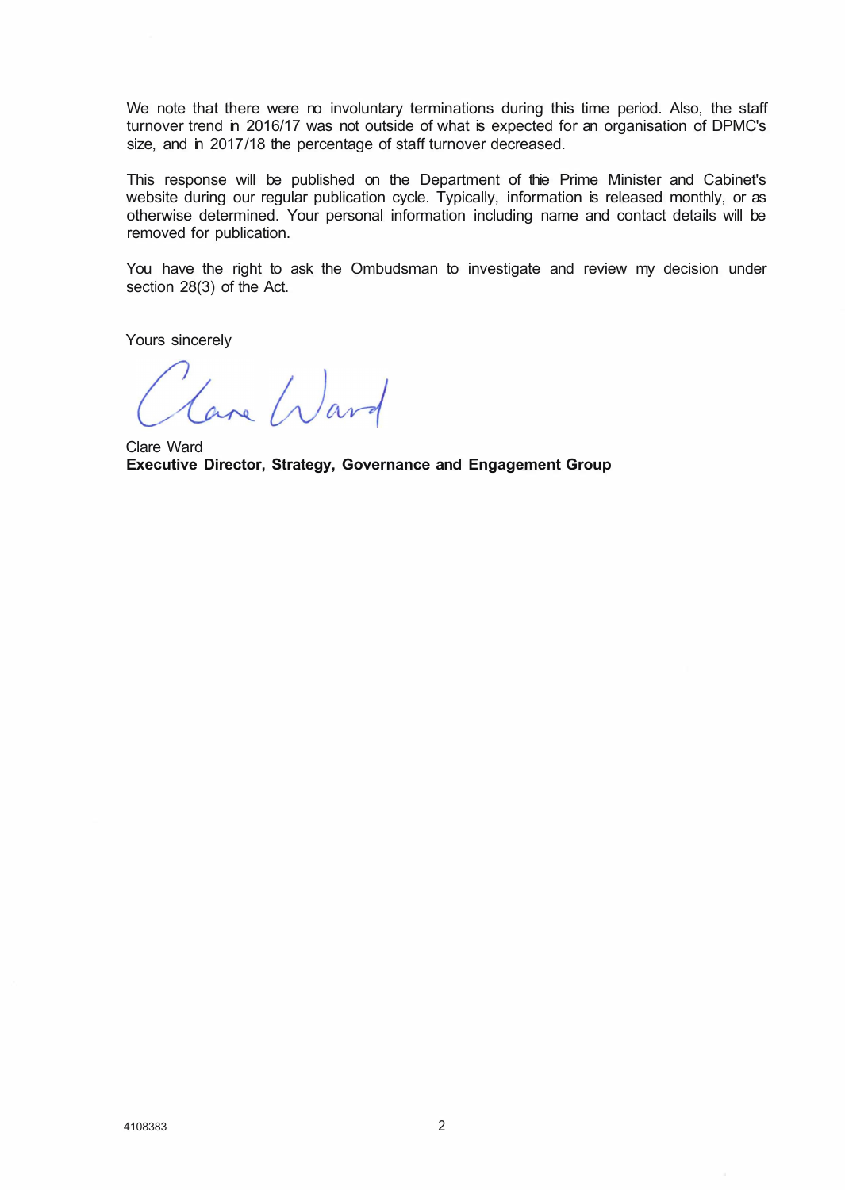We note that there were no involuntary terminations during this time period. Also, the staff turnover trend in 2016/17 was not outside of what is expected for an organisation of DPMC's size, and in 2017/18 the percentage of staff turnover decreased.

This response will be published on the Department of the Prime Minister and Cabinet's website during our regular publication cycle. Typically, information is released monthly, or as otherwise determined. Your personal information including name and contact details will be removed for publication.

You have the right to ask the Ombudsman to investigate and review my decision under section 28(3) of the Act.

Yours sincerely

Clare Ward

Clare Ward
**Executive Director, Strategy, Governance and Engagement Group**

4108383